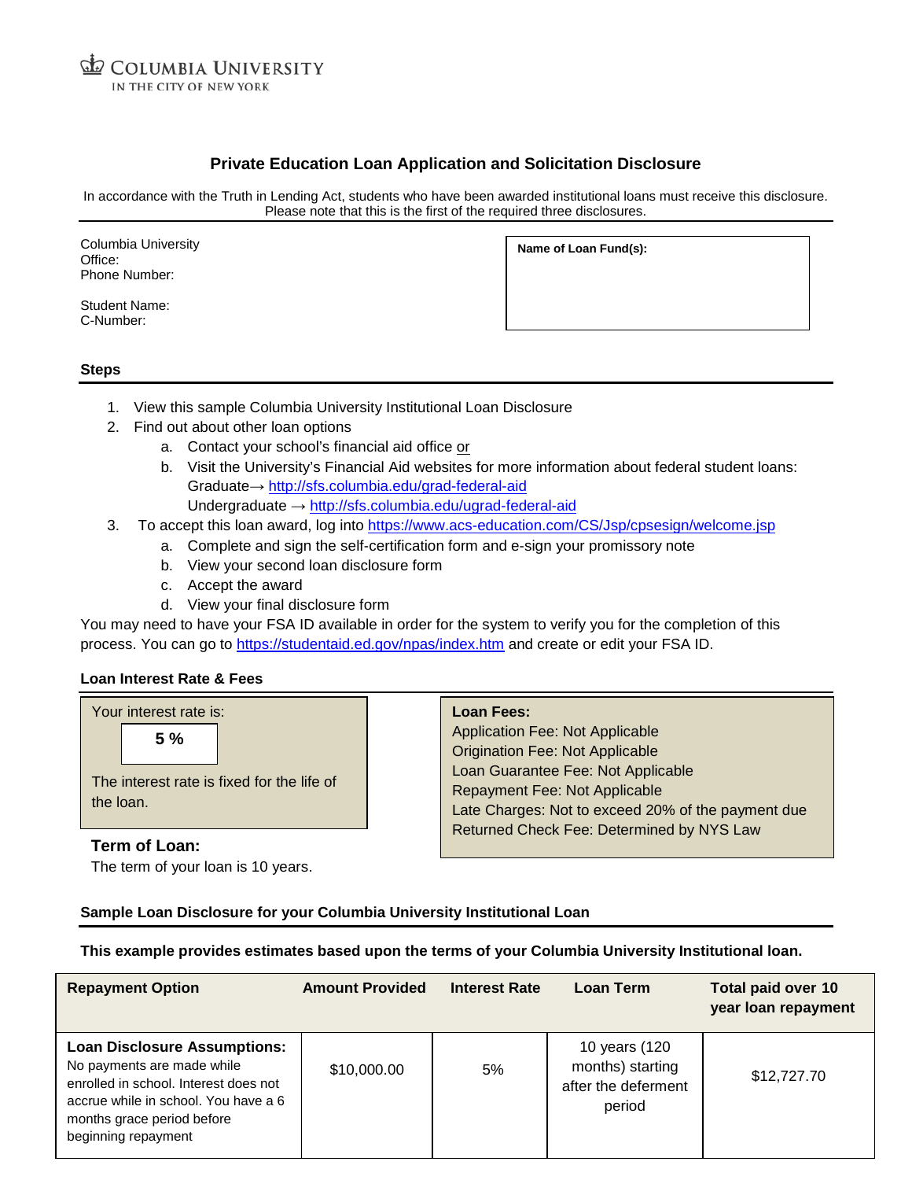COLUMBIA UNIVERSITY
IN THE CITY OF NEW YORK

# Private Education Loan Application and Solicitation Disclosure

In accordance with the Truth in Lending Act, students who have been awarded institutional loans must receive this disclosure. Please note that this is the first of the required three disclosures.

Columbia University
Office:
Phone Number:

Student Name:
C-Number:

**Name of Loan Fund(s):**

## Steps

1. View this sample Columbia University Institutional Loan Disclosure
2. Find out about other loan options
   a. Contact your school's financial aid office or
   b. Visit the University's Financial Aid websites for more information about federal student loans:
   Graduate→ http://sfs.columbia.edu/grad-federal-aid
   Undergraduate → http://sfs.columbia.edu/ugrad-federal-aid
3. To accept this loan award, log into https://www.acs-education.com/CS/Jsp/cpsesign/welcome.jsp
   a. Complete and sign the self-certification form and e-sign your promissory note
   b. View your second loan disclosure form
   c. Accept the award
   d. View your final disclosure form

You may need to have your FSA ID available in order for the system to verify you for the completion of this process. You can go to https://studentaid.ed.gov/npas/index.htm and create or edit your FSA ID.

## Loan Interest Rate & Fees

Your interest rate is:

**5 %**

The interest rate is fixed for the life of the loan.

**Term of Loan:**
The term of your loan is 10 years.

**Loan Fees:**
Application Fee: Not Applicable
Origination Fee: Not Applicable
Loan Guarantee Fee: Not Applicable
Repayment Fee: Not Applicable
Late Charges: Not to exceed 20% of the payment due
Returned Check Fee: Determined by NYS Law

## Sample Loan Disclosure for your Columbia University Institutional Loan

**This example provides estimates based upon the terms of your Columbia University Institutional loan.**

| Repayment Option | Amount Provided | Interest Rate | Loan Term | Total paid over 10 year loan repayment |
|---|---|---|---|---|
| **Loan Disclosure Assumptions:** No payments are made while enrolled in school. Interest does not accrue while in school. You have a 6 months grace period before beginning repayment | $10,000.00 | 5% | 10 years (120 months) starting after the deferment period | $12,727.70 |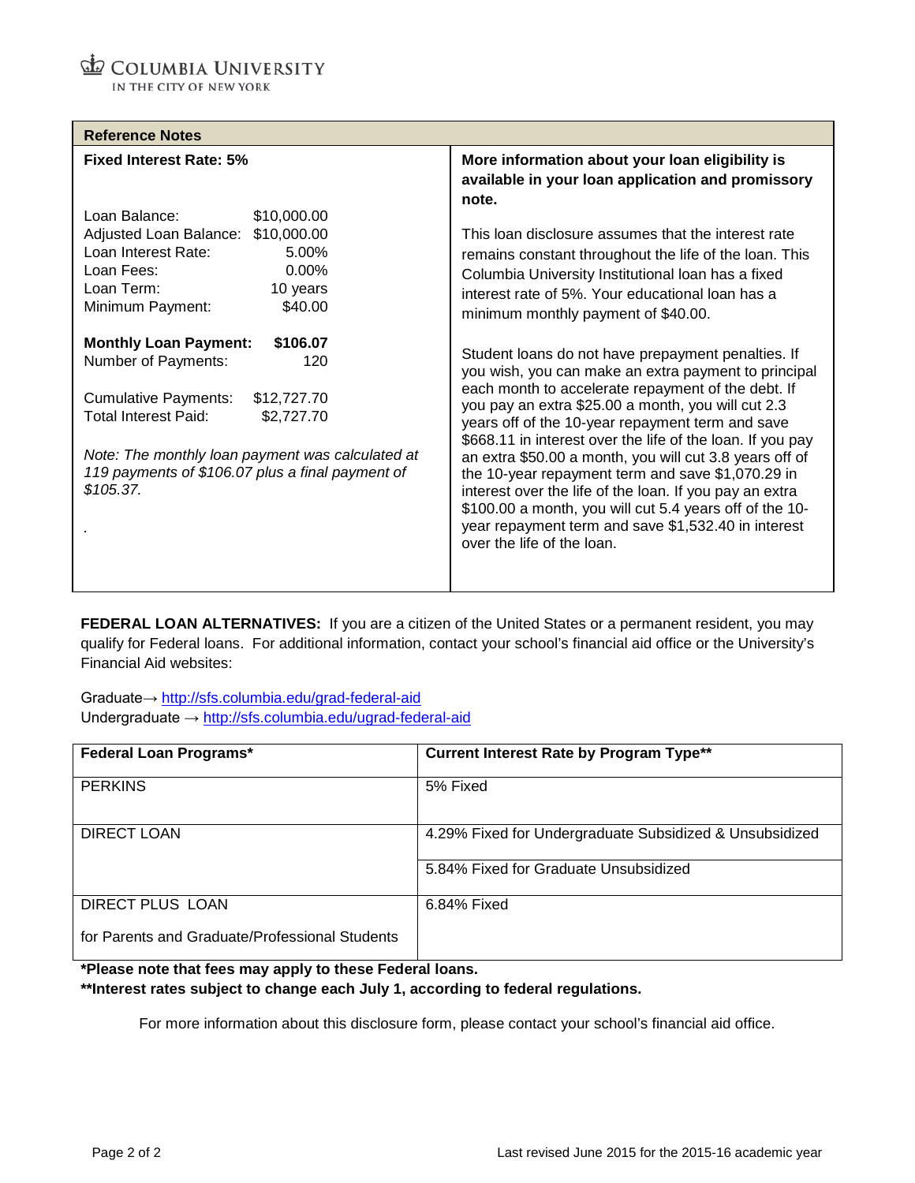COLUMBIA UNIVERSITY
IN THE CITY OF NEW YORK

| **Reference Notes** | |
|---|---|
| **Fixed Interest Rate: 5%**<br><br>Loan Balance: $10,000.00<br>Adjusted Loan Balance: $10,000.00<br>Loan Interest Rate: 5.00%<br>Loan Fees: 0.00%<br>Loan Term: 10 years<br>Minimum Payment: $40.00<br><br>**Monthly Loan Payment: $106.07**<br>Number of Payments: 120<br><br>Cumulative Payments: $12,727.70<br>Total Interest Paid: $2,727.70<br><br>*Note: The monthly loan payment was calculated at 119 payments of $106.07 plus a final payment of $105.37.*<br><br>. | **More information about your loan eligibility is available in your loan application and promissory note.**<br><br>This loan disclosure assumes that the interest rate remains constant throughout the life of the loan. This Columbia University Institutional loan has a fixed interest rate of 5%. Your educational loan has a minimum monthly payment of $40.00.<br><br>Student loans do not have prepayment penalties. If you wish, you can make an extra payment to principal each month to accelerate repayment of the debt. If you pay an extra $25.00 a month, you will cut 2.3 years off of the 10-year repayment term and save $668.11 in interest over the life of the loan. If you pay an extra $50.00 a month, you will cut 3.8 years off of the 10-year repayment term and save $1,070.29 in interest over the life of the loan. If you pay an extra $100.00 a month, you will cut 5.4 years off of the 10-year repayment term and save $1,532.40 in interest over the life of the loan. |

**FEDERAL LOAN ALTERNATIVES:** If you are a citizen of the United States or a permanent resident, you may qualify for Federal loans. For additional information, contact your school's financial aid office or the University's Financial Aid websites:

Graduate→ http://sfs.columbia.edu/grad-federal-aid
Undergraduate → http://sfs.columbia.edu/ugrad-federal-aid

| **Federal Loan Programs*** | **Current Interest Rate by Program Type**** |
|---|---|
| PERKINS | 5% Fixed |
| DIRECT LOAN | 4.29% Fixed for Undergraduate Subsidized & Unsubsidized |
| | 5.84% Fixed for Graduate Unsubsidized |
| DIRECT PLUS LOAN<br><br>for Parents and Graduate/Professional Students | 6.84% Fixed |

***Please note that fees may apply to these Federal loans.**
****Interest rates subject to change each July 1, according to federal regulations.**

For more information about this disclosure form, please contact your school's financial aid office.

Last revised June 2015 for the 2015-16 academic year